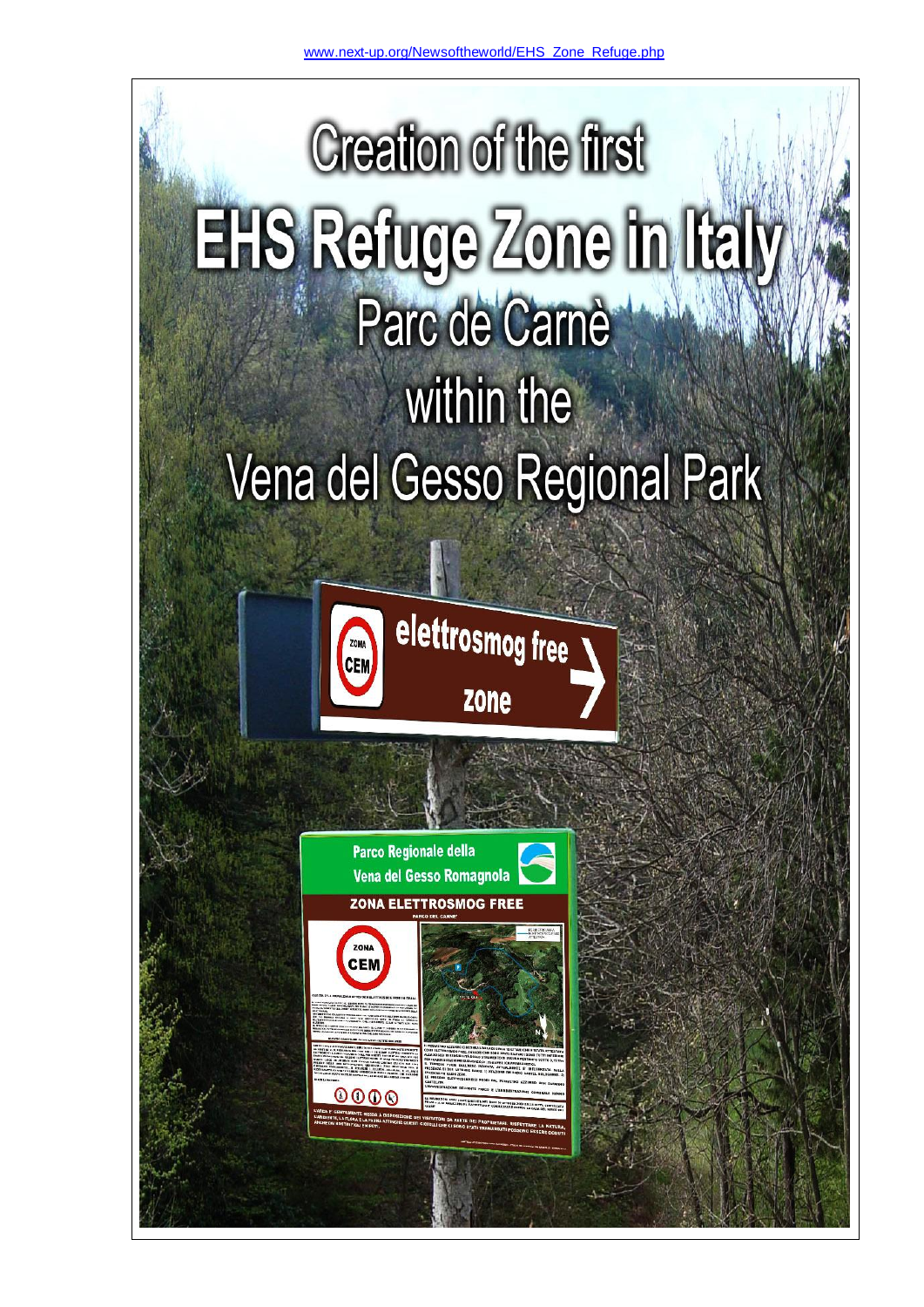www.next-up.org/Newsoftheworld/EHS_Zone_Refuge.php

# Creation of the first

# EHS Refuge Zone in Italy

## Parc de Carnè

## within the

## Vena del Gesso Regional Park

ZONA CEM

elettrosmog free zone

Parco Regionale della Vena del Gesso Romagnola

ZONA ELETTROSMOG FREE

PARCO DEL CARNE'

ZONA CEM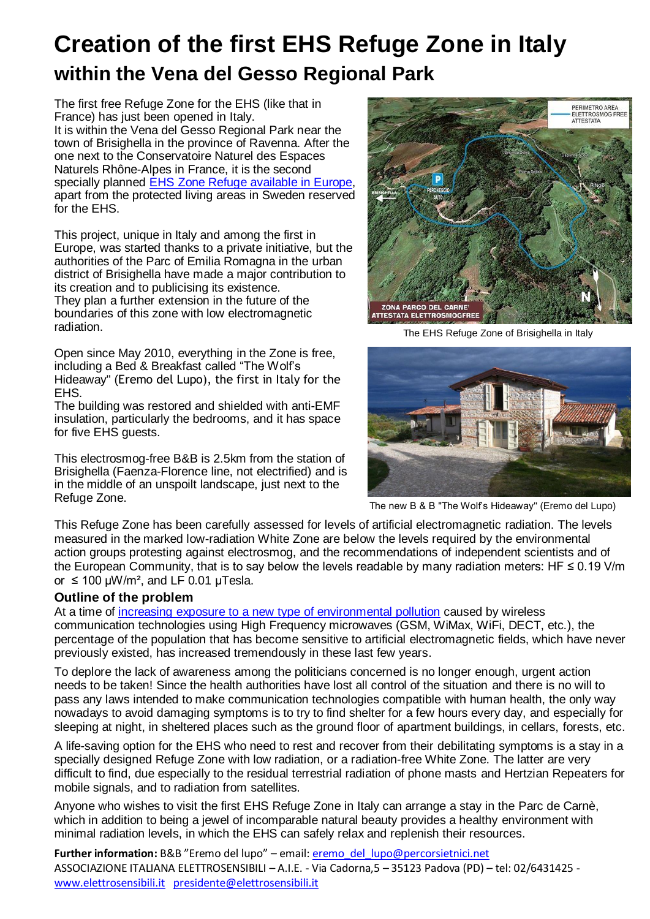# Creation of the first EHS Refuge Zone in Italy

## within the Vena del Gesso Regional Park

The first free Refuge Zone for the EHS (like that in France) has just been opened in Italy.
It is within the Vena del Gesso Regional Park near the town of Brisighella in the province of Ravenna. After the one next to the Conservatoire Naturel des Espaces Naturels Rhône-Alpes in France, it is the second specially planned EHS Zone Refuge available in Europe, apart from the protected living areas in Sweden reserved for the EHS.

This project, unique in Italy and among the first in Europe, was started thanks to a private initiative, but the authorities of the Parc of Emilia Romagna in the urban district of Brisighella have made a major contribution to its creation and to publicising its existence.
They plan a further extension in the future of the boundaries of this zone with low electromagnetic radiation.

Open since May 2010, everything in the Zone is free, including a Bed & Breakfast called "The Wolf's Hideaway" (Eremo del Lupo), the first in Italy for the EHS.
The building was restored and shielded with anti-EMF insulation, particularly the bedrooms, and it has space for five EHS guests.

This electrosmog-free B&B is 2.5km from the station of Brisighella (Faenza-Florence line, not electrified) and is in the middle of an unspoilt landscape, just next to the Refuge Zone.

PERIMETRO AREA ELETTROSMOG FREE ATTESTATA
BRISIGHELLA
PARCHEGGIO AUTO
ZONA PARCO DEL CARNE' ATTESTATA ELETTROSMOGFREE

The EHS Refuge Zone of Brisighella in Italy

The new B & B "The Wolf's Hideaway" (Eremo del Lupo)

This Refuge Zone has been carefully assessed for levels of artificial electromagnetic radiation. The levels measured in the marked low-radiation White Zone are below the levels required by the environmental action groups protesting against electrosmog, and the recommendations of independent scientists and of the European Community, that is to say below the levels readable by many radiation meters: HF ≤ 0.19 V/m or ≤ 100 μW/m², and LF 0.01 μTesla.

### Outline of the problem

At a time of increasing exposure to a new type of environmental pollution caused by wireless communication technologies using High Frequency microwaves (GSM, WiMax, WiFi, DECT, etc.), the percentage of the population that has become sensitive to artificial electromagnetic fields, which have never previously existed, has increased tremendously in these last few years.

To deplore the lack of awareness among the politicians concerned is no longer enough, urgent action needs to be taken! Since the health authorities have lost all control of the situation and there is no will to pass any laws intended to make communication technologies compatible with human health, the only way nowadays to avoid damaging symptoms is to try to find shelter for a few hours every day, and especially for sleeping at night, in sheltered places such as the ground floor of apartment buildings, in cellars, forests, etc.

A life-saving option for the EHS who need to rest and recover from their debilitating symptoms is a stay in a specially designed Refuge Zone with low radiation, or a radiation-free White Zone. The latter are very difficult to find, due especially to the residual terrestrial radiation of phone masts and Hertzian Repeaters for mobile signals, and to radiation from satellites.

Anyone who wishes to visit the first EHS Refuge Zone in Italy can arrange a stay in the Parc de Carnè, which in addition to being a jewel of incomparable natural beauty provides a healthy environment with minimal radiation levels, in which the EHS can safely relax and replenish their resources.

**Further information:** B&B "Eremo del lupo" – email: eremo_del_lupo@percorsietnici.net
ASSOCIAZIONE ITALIANA ELETTROSENSIBILI – A.I.E. - Via Cadorna,5 – 35123 Padova (PD) – tel: 02/6431425 - www.elettrosensibili.it presidente@elettrosensibili.it